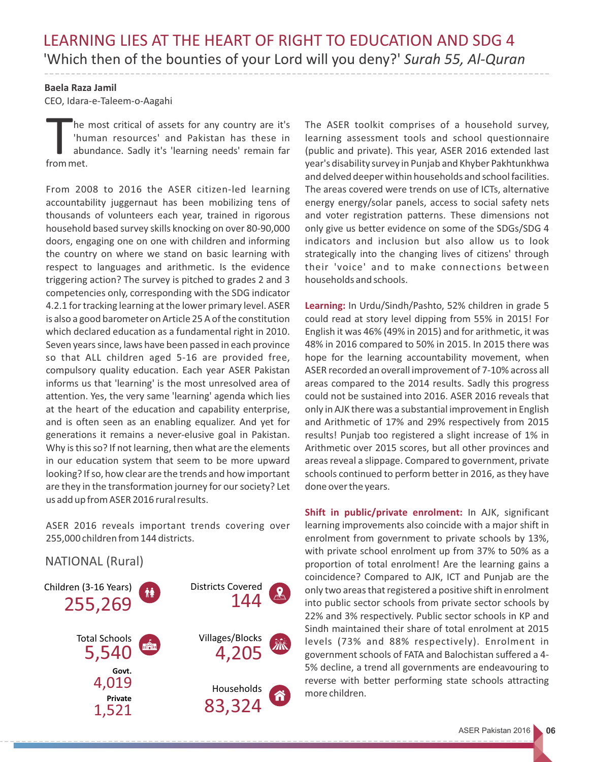# LEARNING LIES AT THE HEART OF RIGHT TO EDUCATION AND SDG 4

'Which then of the bounties of your Lord will you deny?' *Surah 55, Al-Quran*

**Baela Raza Jamil**
CEO, Idara-e-Taleem-o-Aagahi

The most critical of assets for any country are it's 'human resources' and Pakistan has these in abundance. Sadly it's 'learning needs' remain far from met.

From 2008 to 2016 the ASER citizen-led learning accountability juggernaut has been mobilizing tens of thousands of volunteers each year, trained in rigorous household based survey skills knocking on over 80-90,000 doors, engaging one on one with children and informing the country on where we stand on basic learning with respect to languages and arithmetic. Is the evidence triggering action? The survey is pitched to grades 2 and 3 competencies only, corresponding with the SDG indicator 4.2.1 for tracking learning at the lower primary level. ASER is also a good barometer on Article 25 A of the constitution which declared education as a fundamental right in 2010. Seven years since, laws have been passed in each province so that ALL children aged 5-16 are provided free, compulsory quality education. Each year ASER Pakistan informs us that 'learning' is the most unresolved area of attention. Yes, the very same 'learning' agenda which lies at the heart of the education and capability enterprise, and is often seen as an enabling equalizer. And yet for generations it remains a never-elusive goal in Pakistan. Why is this so? If not learning, then what are the elements in our education system that seem to be more upward looking? If so, how clear are the trends and how important are they in the transformation journey for our society? Let us add up from ASER 2016 rural results.

ASER 2016 reveals important trends covering over 255,000 children from 144 districts.

## NATIONAL (Rural)

- Children (3-16 Years): 255,269
- Districts Covered: 144
- Total Schools: 5,540
  - Govt.: 4,019
  - Private: 1,521
- Villages/Blocks: 4,205
- Households: 83,324

The ASER toolkit comprises of a household survey, learning assessment tools and school questionnaire (public and private). This year, ASER 2016 extended last year's disability survey in Punjab and Khyber Pakhtunkhwa and delved deeper within households and school facilities. The areas covered were trends on use of ICTs, alternative energy energy/solar panels, access to social safety nets and voter registration patterns. These dimensions not only give us better evidence on some of the SDGs/SDG 4 indicators and inclusion but also allow us to look strategically into the changing lives of citizens' through their 'voice' and to make connections between households and schools.

**Learning:** In Urdu/Sindh/Pashto, 52% children in grade 5 could read at story level dipping from 55% in 2015! For English it was 46% (49% in 2015) and for arithmetic, it was 48% in 2016 compared to 50% in 2015. In 2015 there was hope for the learning accountability movement, when ASER recorded an overall improvement of 7-10% across all areas compared to the 2014 results. Sadly this progress could not be sustained into 2016. ASER 2016 reveals that only in AJK there was a substantial improvement in English and Arithmetic of 17% and 29% respectively from 2015 results! Punjab too registered a slight increase of 1% in Arithmetic over 2015 scores, but all other provinces and areas reveal a slippage. Compared to government, private schools continued to perform better in 2016, as they have done over the years.

**Shift in public/private enrolment:** In AJK, significant learning improvements also coincide with a major shift in enrolment from government to private schools by 13%, with private school enrolment up from 37% to 50% as a proportion of total enrolment! Are the learning gains a coincidence? Compared to AJK, ICT and Punjab are the only two areas that registered a positive shift in enrolment into public sector schools from private sector schools by 22% and 3% respectively. Public sector schools in KP and Sindh maintained their share of total enrolment at 2015 levels (73% and 88% respectively). Enrolment in government schools of FATA and Balochistan suffered a 4-5% decline, a trend all governments are endeavouring to reverse with better performing state schools attracting more children.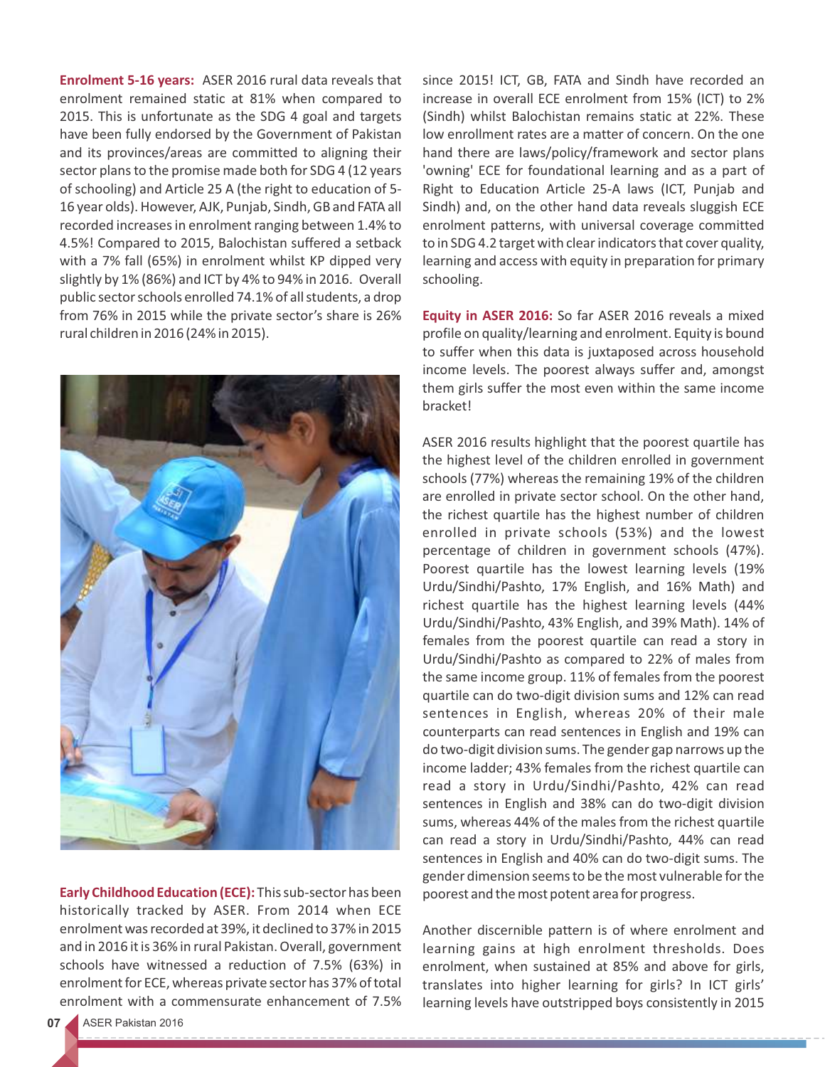**Enrolment 5-16 years:** ASER 2016 rural data reveals that enrolment remained static at 81% when compared to 2015. This is unfortunate as the SDG 4 goal and targets have been fully endorsed by the Government of Pakistan and its provinces/areas are committed to aligning their sector plans to the promise made both for SDG 4 (12 years of schooling) and Article 25 A (the right to education of 5-16 year olds). However, AJK, Punjab, Sindh, GB and FATA all recorded increases in enrolment ranging between 1.4% to 4.5%! Compared to 2015, Balochistan suffered a setback with a 7% fall (65%) in enrolment whilst KP dipped very slightly by 1% (86%) and ICT by 4% to 94% in 2016. Overall public sector schools enrolled 74.1% of all students, a drop from 76% in 2015 while the private sector's share is 26% rural children in 2016 (24% in 2015).

**Early Childhood Education (ECE):** This sub-sector has been historically tracked by ASER. From 2014 when ECE enrolment was recorded at 39%, it declined to 37% in 2015 and in 2016 it is 36% in rural Pakistan. Overall, government schools have witnessed a reduction of 7.5% (63%) in enrolment for ECE, whereas private sector has 37% of total enrolment with a commensurate enhancement of 7.5% since 2015! ICT, GB, FATA and Sindh have recorded an increase in overall ECE enrolment from 15% (ICT) to 2% (Sindh) whilst Balochistan remains static at 22%. These low enrollment rates are a matter of concern. On the one hand there are laws/policy/framework and sector plans 'owning' ECE for foundational learning and as a part of Right to Education Article 25-A laws (ICT, Punjab and Sindh) and, on the other hand data reveals sluggish ECE enrolment patterns, with universal coverage committed to in SDG 4.2 target with clear indicators that cover quality, learning and access with equity in preparation for primary schooling.

**Equity in ASER 2016:** So far ASER 2016 reveals a mixed profile on quality/learning and enrolment. Equity is bound to suffer when this data is juxtaposed across household income levels. The poorest always suffer and, amongst them girls suffer the most even within the same income bracket!

ASER 2016 results highlight that the poorest quartile has the highest level of the children enrolled in government schools (77%) whereas the remaining 19% of the children are enrolled in private sector school. On the other hand, the richest quartile has the highest number of children enrolled in private schools (53%) and the lowest percentage of children in government schools (47%). Poorest quartile has the lowest learning levels (19% Urdu/Sindhi/Pashto, 17% English, and 16% Math) and richest quartile has the highest learning levels (44% Urdu/Sindhi/Pashto, 43% English, and 39% Math). 14% of females from the poorest quartile can read a story in Urdu/Sindhi/Pashto as compared to 22% of males from the same income group. 11% of females from the poorest quartile can do two-digit division sums and 12% can read sentences in English, whereas 20% of their male counterparts can read sentences in English and 19% can do two-digit division sums. The gender gap narrows up the income ladder; 43% females from the richest quartile can read a story in Urdu/Sindhi/Pashto, 42% can read sentences in English and 38% can do two-digit division sums, whereas 44% of the males from the richest quartile can read a story in Urdu/Sindhi/Pashto, 44% can read sentences in English and 40% can do two-digit sums. The gender dimension seems to be the most vulnerable for the poorest and the most potent area for progress.

Another discernible pattern is of where enrolment and learning gains at high enrolment thresholds. Does enrolment, when sustained at 85% and above for girls, translates into higher learning for girls? In ICT girls' learning levels have outstripped boys consistently in 2015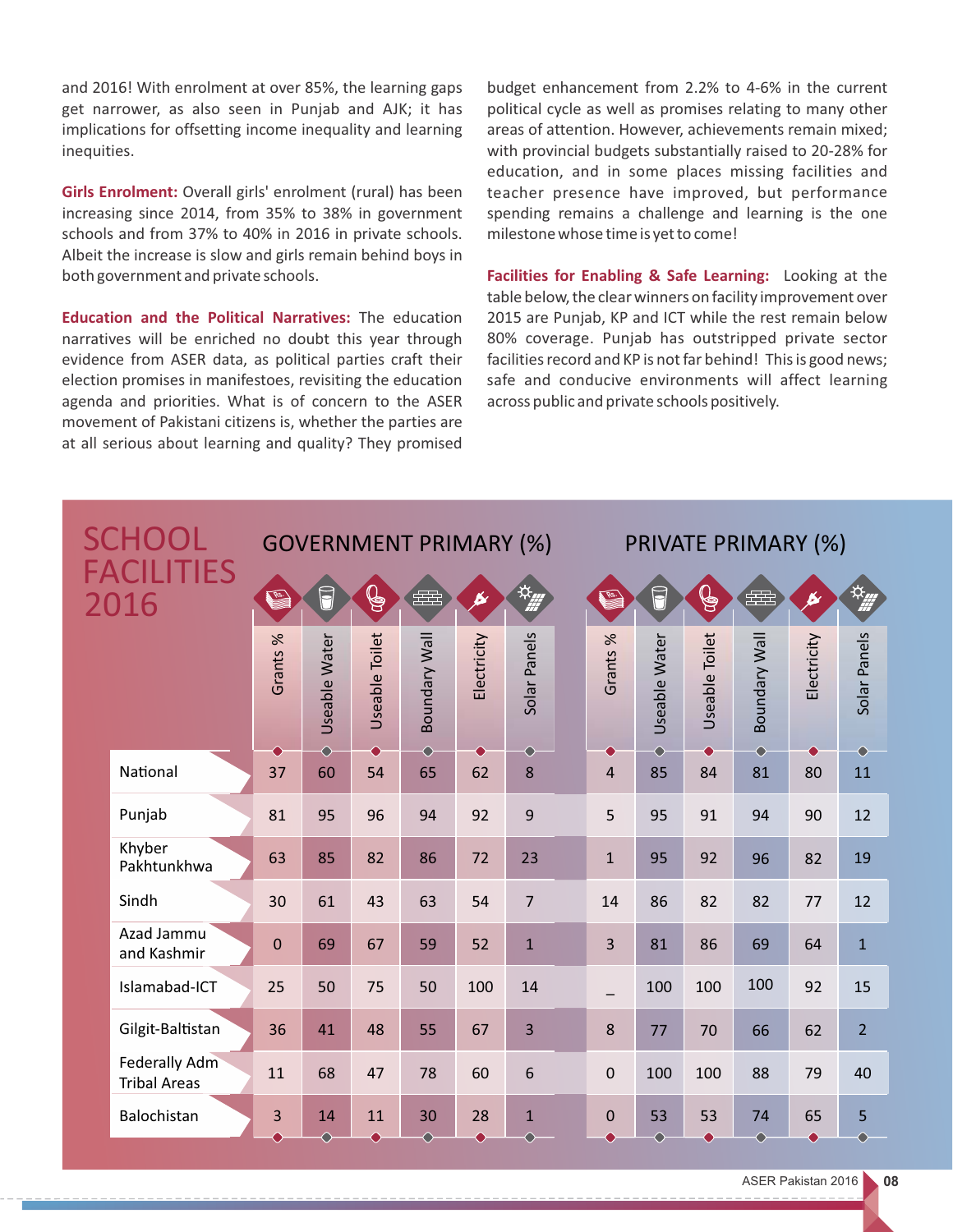and 2016! With enrolment at over 85%, the learning gaps get narrower, as also seen in Punjab and AJK; it has implications for offsetting income inequality and learning inequities.

**Girls Enrolment:** Overall girls' enrolment (rural) has been increasing since 2014, from 35% to 38% in government schools and from 37% to 40% in 2016 in private schools. Albeit the increase is slow and girls remain behind boys in both government and private schools.

**Education and the Political Narratives:** The education narratives will be enriched no doubt this year through evidence from ASER data, as political parties craft their election promises in manifestoes, revisiting the education agenda and priorities. What is of concern to the ASER movement of Pakistani citizens is, whether the parties are at all serious about learning and quality? They promised budget enhancement from 2.2% to 4-6% in the current political cycle as well as promises relating to many other areas of attention. However, achievements remain mixed; with provincial budgets substantially raised to 20-28% for education, and in some places missing facilities and teacher presence have improved, but performance spending remains a challenge and learning is the one milestone whose time is yet to come!

**Facilities for Enabling & Safe Learning:** Looking at the table below, the clear winners on facility improvement over 2015 are Punjab, KP and ICT while the rest remain below 80% coverage. Punjab has outstripped private sector facilities record and KP is not far behind! This is good news; safe and conducive environments will affect learning across public and private schools positively.

## SCHOOL FACILITIES 2016

| | GOVERNMENT PRIMARY (%) | | | | | | PRIVATE PRIMARY (%) | | | | | |
|---|---|---|---|---|---|---|---|---|---|---|---|---|
| | Grants % | Useable Water | Useable Toilet | Boundary Wall | Electricity | Solar Panels | Grants % | Useable Water | Useable Toilet | Boundary Wall | Electricity | Solar Panels |
| National | 37 | 60 | 54 | 65 | 62 | 8 | 4 | 85 | 84 | 81 | 80 | 11 |
| Punjab | 81 | 95 | 96 | 94 | 92 | 9 | 5 | 95 | 91 | 94 | 90 | 12 |
| Khyber Pakhtunkhwa | 63 | 85 | 82 | 86 | 72 | 23 | 1 | 95 | 92 | 96 | 82 | 19 |
| Sindh | 30 | 61 | 43 | 63 | 54 | 7 | 14 | 86 | 82 | 82 | 77 | 12 |
| Azad Jammu and Kashmir | 0 | 69 | 67 | 59 | 52 | 1 | 3 | 81 | 86 | 69 | 64 | 1 |
| Islamabad-ICT | 25 | 50 | 75 | 50 | 100 | 14 | _ | 100 | 100 | 100 | 92 | 15 |
| Gilgit-Baltistan | 36 | 41 | 48 | 55 | 67 | 3 | 8 | 77 | 70 | 66 | 62 | 2 |
| Federally Adm Tribal Areas | 11 | 68 | 47 | 78 | 60 | 6 | 0 | 100 | 100 | 88 | 79 | 40 |
| Balochistan | 3 | 14 | 11 | 30 | 28 | 1 | 0 | 53 | 53 | 74 | 65 | 5 |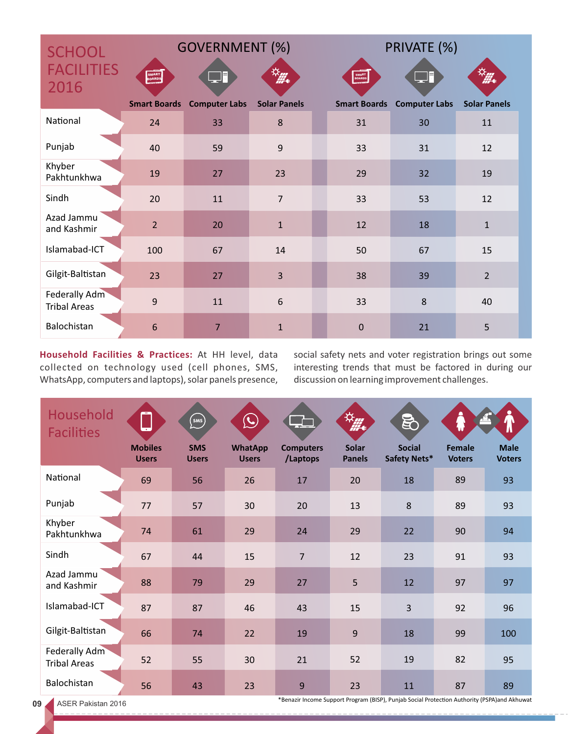## SCHOOL FACILITIES 2016

| | GOVERNMENT (%) | | | PRIVATE (%) | | |
|---|---|---|---|---|---|---|
| | Smart Boards | Computer Labs | Solar Panels | Smart Boards | Computer Labs | Solar Panels |
| National | 24 | 33 | 8 | 31 | 30 | 11 |
| Punjab | 40 | 59 | 9 | 33 | 31 | 12 |
| Khyber Pakhtunkhwa | 19 | 27 | 23 | 29 | 32 | 19 |
| Sindh | 20 | 11 | 7 | 33 | 53 | 12 |
| Azad Jammu and Kashmir | 2 | 20 | 1 | 12 | 18 | 1 |
| Islamabad-ICT | 100 | 67 | 14 | 50 | 67 | 15 |
| Gilgit-Baltistan | 23 | 27 | 3 | 38 | 39 | 2 |
| Federally Adm Tribal Areas | 9 | 11 | 6 | 33 | 8 | 40 |
| Balochistan | 6 | 7 | 1 | 0 | 21 | 5 |

**Household Facilities & Practices:** At HH level, data collected on technology used (cell phones, SMS, WhatsApp, computers and laptops), solar panels presence, social safety nets and voter registration brings out some interesting trends that must be factored in during our discussion on learning improvement challenges.

## Household Facilities

| | Mobiles Users | SMS Users | WhatApp Users | Computers /Laptops | Solar Panels | Social Safety Nets* | Female Voters | Male Voters |
|---|---|---|---|---|---|---|---|---|
| National | 69 | 56 | 26 | 17 | 20 | 18 | 89 | 93 |
| Punjab | 77 | 57 | 30 | 20 | 13 | 8 | 89 | 93 |
| Khyber Pakhtunkhwa | 74 | 61 | 29 | 24 | 29 | 22 | 90 | 94 |
| Sindh | 67 | 44 | 15 | 7 | 12 | 23 | 91 | 93 |
| Azad Jammu and Kashmir | 88 | 79 | 29 | 27 | 5 | 12 | 97 | 97 |
| Islamabad-ICT | 87 | 87 | 46 | 43 | 15 | 3 | 92 | 96 |
| Gilgit-Baltistan | 66 | 74 | 22 | 19 | 9 | 18 | 99 | 100 |
| Federally Adm Tribal Areas | 52 | 55 | 30 | 21 | 52 | 19 | 82 | 95 |
| Balochistan | 56 | 43 | 23 | 9 | 23 | 11 | 87 | 89 |

*Benazir Income Support Program (BISP), Punjab Social Protection Authority (PSPA)and Akhuwat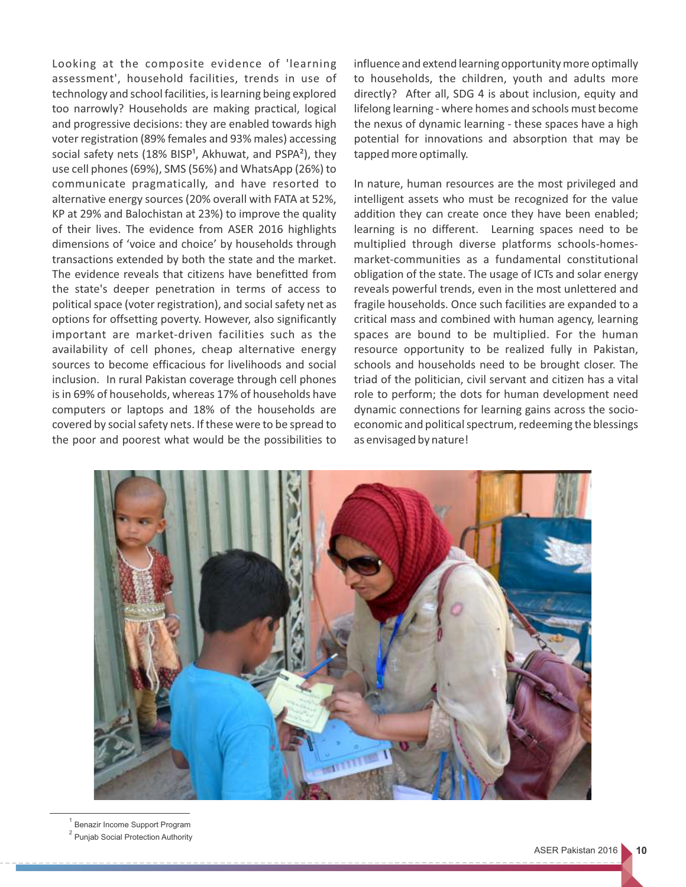Looking at the composite evidence of 'learning assessment', household facilities, trends in use of technology and school facilities, is learning being explored too narrowly? Households are making practical, logical and progressive decisions: they are enabled towards high voter registration (89% females and 93% males) accessing social safety nets (18% BISP[1], Akhuwat, and PSPA[2]), they use cell phones (69%), SMS (56%) and WhatsApp (26%) to communicate pragmatically, and have resorted to alternative energy sources (20% overall with FATA at 52%, KP at 29% and Balochistan at 23%) to improve the quality of their lives. The evidence from ASER 2016 highlights dimensions of 'voice and choice' by households through transactions extended by both the state and the market. The evidence reveals that citizens have benefitted from the state's deeper penetration in terms of access to political space (voter registration), and social safety net as options for offsetting poverty. However, also significantly important are market-driven facilities such as the availability of cell phones, cheap alternative energy sources to become efficacious for livelihoods and social inclusion. In rural Pakistan coverage through cell phones is in 69% of households, whereas 17% of households have computers or laptops and 18% of the households are covered by social safety nets. If these were to be spread to the poor and poorest what would be the possibilities to influence and extend learning opportunity more optimally to households, the children, youth and adults more directly? After all, SDG 4 is about inclusion, equity and lifelong learning - where homes and schools must become the nexus of dynamic learning - these spaces have a high potential for innovations and absorption that may be tapped more optimally.

In nature, human resources are the most privileged and intelligent assets who must be recognized for the value addition they can create once they have been enabled; learning is no different. Learning spaces need to be multiplied through diverse platforms schools-homes-market-communities as a fundamental constitutional obligation of the state. The usage of ICTs and solar energy reveals powerful trends, even in the most unlettered and fragile households. Once such facilities are expanded to a critical mass and combined with human agency, learning spaces are bound to be multiplied. For the human resource opportunity to be realized fully in Pakistan, schools and households need to be brought closer. The triad of the politician, civil servant and citizen has a vital role to perform; the dots for human development need dynamic connections for learning gains across the socio-economic and political spectrum, redeeming the blessings as envisaged by nature!

---

[1] Benazir Income Support Program

[2] Punjab Social Protection Authority